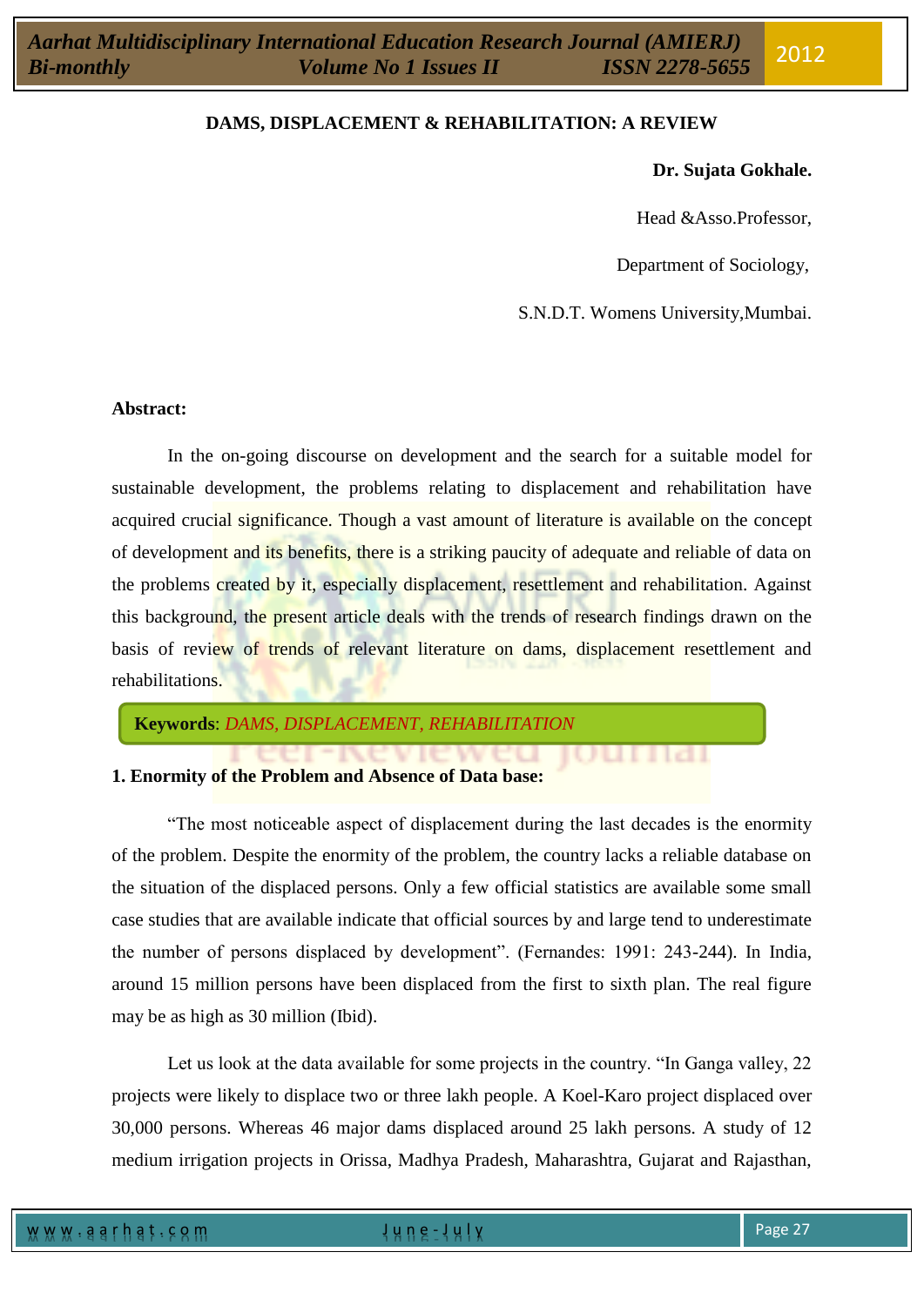# DAMS, DISPLACEMENT & REHABILITATION: A REVIEW

**Dr. Sujata Gokhale.**

Head &Asso.Professor,

Department of Sociology,

S.N.D.T. Womens University,Mumbai.

**Abstract:**

In the on-going discourse on development and the search for a suitable model for sustainable development, the problems relating to displacement and rehabilitation have acquired crucial significance. Though a vast amount of literature is available on the concept of development and its benefits, there is a striking paucity of adequate and reliable of data on the problems created by it, especially displacement, resettlement and rehabilitation. Against this background, the present article deals with the trends of research findings drawn on the basis of review of trends of relevant literature on dams, displacement resettlement and rehabilitations.

**Keywords**: *DAMS, DISPLACEMENT, REHABILITATION*

## 1. Enormity of the Problem and Absence of Data base:

"The most noticeable aspect of displacement during the last decades is the enormity of the problem. Despite the enormity of the problem, the country lacks a reliable database on the situation of the displaced persons. Only a few official statistics are available some small case studies that are available indicate that official sources by and large tend to underestimate the number of persons displaced by development". (Fernandes: 1991: 243-244). In India, around 15 million persons have been displaced from the first to sixth plan. The real figure may be as high as 30 million (Ibid).

Let us look at the data available for some projects in the country. "In Ganga valley, 22 projects were likely to displace two or three lakh people. A Koel-Karo project displaced over 30,000 persons. Whereas 46 major dams displaced around 25 lakh persons. A study of 12 medium irrigation projects in Orissa, Madhya Pradesh, Maharashtra, Gujarat and Rajasthan,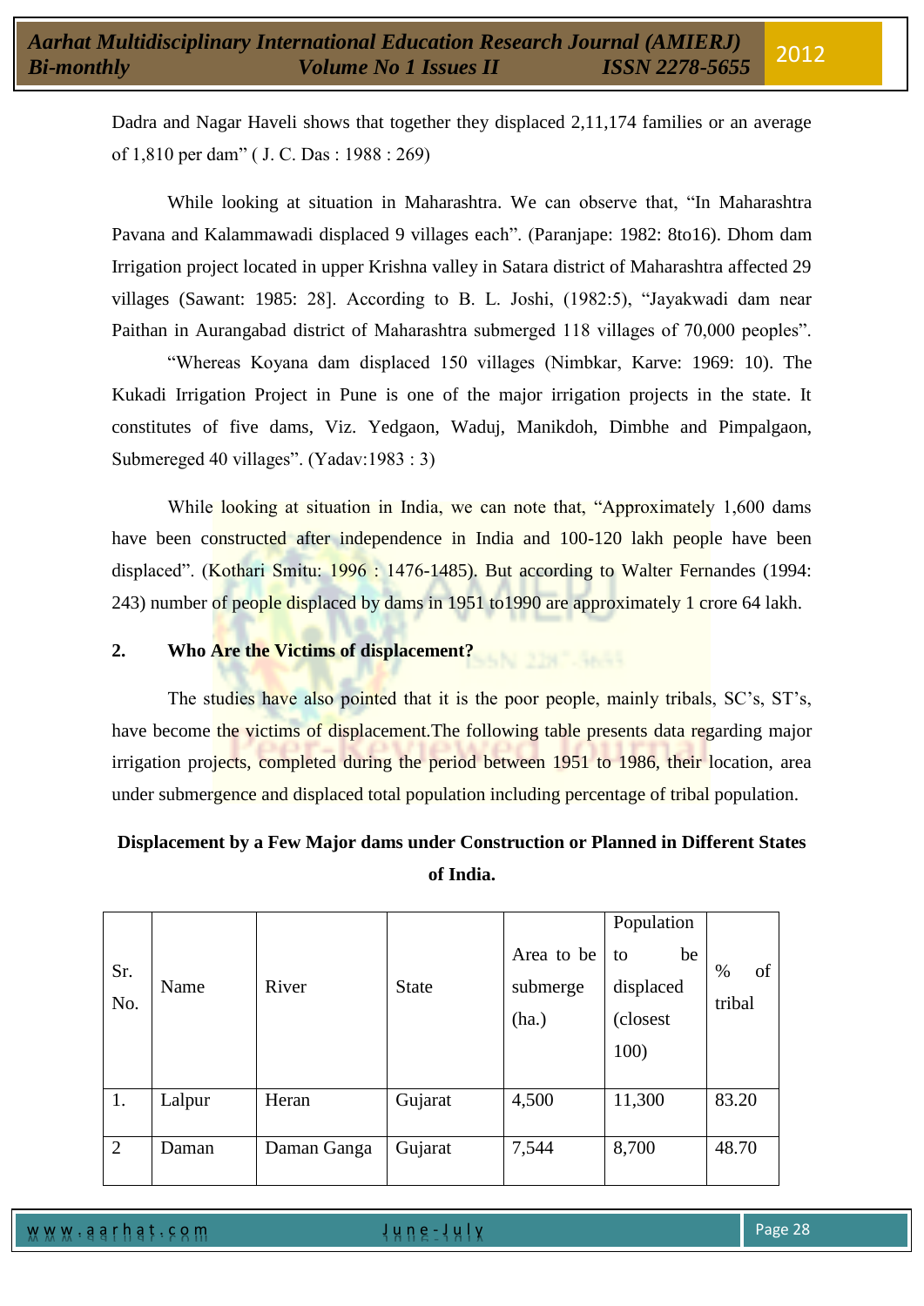Dadra and Nagar Haveli shows that together they displaced 2,11,174 families or an average of 1,810 per dam" ( J. C. Das : 1988 : 269)

While looking at situation in Maharashtra. We can observe that, "In Maharashtra Pavana and Kalammawadi displaced 9 villages each". (Paranjape: 1982: 8to16). Dhom dam Irrigation project located in upper Krishna valley in Satara district of Maharashtra affected 29 villages (Sawant: 1985: 28]. According to B. L. Joshi, (1982:5), "Jayakwadi dam near Paithan in Aurangabad district of Maharashtra submerged 118 villages of 70,000 peoples".

"Whereas Koyana dam displaced 150 villages (Nimbkar, Karve: 1969: 10). The Kukadi Irrigation Project in Pune is one of the major irrigation projects in the state. It constitutes of five dams, Viz. Yedgaon, Waduj, Manikdoh, Dimbhe and Pimpalgaon, Submereged 40 villages". (Yadav:1983 : 3)

While looking at situation in India, we can note that, "Approximately 1,600 dams have been constructed after independence in India and 100-120 lakh people have been displaced". (Kothari Smitu: 1996 : 1476-1485). But according to Walter Fernandes (1994: 243) number of people displaced by dams in 1951 to1990 are approximately 1 crore 64 lakh.

## 2. Who Are the Victims of displacement?

The studies have also pointed that it is the poor people, mainly tribals, SC's, ST's, have become the victims of displacement.The following table presents data regarding major irrigation projects, completed during the period between 1951 to 1986, their location, area under submergence and displaced total population including percentage of tribal population.

**Displacement by a Few Major dams under Construction or Planned in Different States of India.**

| Sr. No. | Name | River | State | Area to be submerge (ha.) | Population to be displaced (closest 100) | % of tribal |
|---|---|---|---|---|---|---|
| 1. | Lalpur | Heran | Gujarat | 4,500 | 11,300 | 83.20 |
| 2 | Daman | Daman Ganga | Gujarat | 7,544 | 8,700 | 48.70 |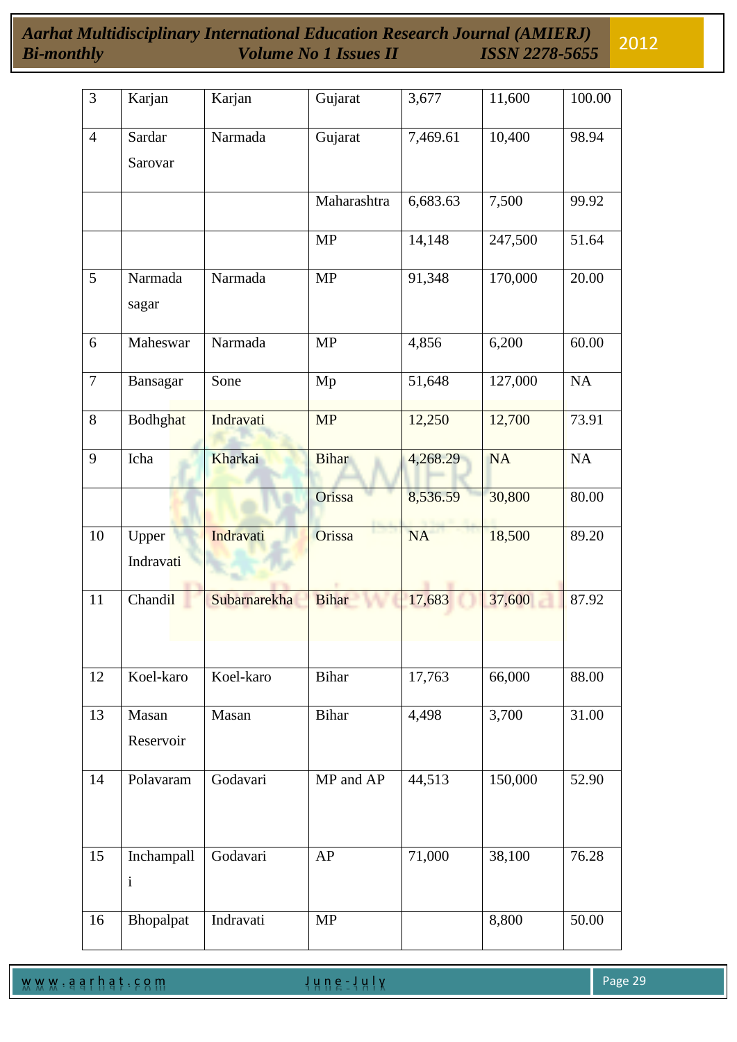| 3 | Karjan | Karjan | Gujarat | 3,677 | 11,600 | 100.00 |
|---|---|---|---|---|---|---|
| 4 | Sardar Sarovar | Narmada | Gujarat | 7,469.61 | 10,400 | 98.94 |
| | | | Maharashtra | 6,683.63 | 7,500 | 99.92 |
| | | | MP | 14,148 | 247,500 | 51.64 |
| 5 | Narmada sagar | Narmada | MP | 91,348 | 170,000 | 20.00 |
| 6 | Maheswar | Narmada | MP | 4,856 | 6,200 | 60.00 |
| 7 | Bansagar | Sone | Mp | 51,648 | 127,000 | NA |
| 8 | Bodhghat | Indravati | MP | 12,250 | 12,700 | 73.91 |
| 9 | Icha | Kharkai | Bihar | 4,268.29 | NA | NA |
| | | | Orissa | 8,536.59 | 30,800 | 80.00 |
| 10 | Upper Indravati | Indravati | Orissa | NA | 18,500 | 89.20 |
| 11 | Chandil | Subarnarekha | Bihar | 17,683 | 37,600 | 87.92 |
| 12 | Koel-karo | Koel-karo | Bihar | 17,763 | 66,000 | 88.00 |
| 13 | Masan Reservoir | Masan | Bihar | 4,498 | 3,700 | 31.00 |
| 14 | Polavaram | Godavari | MP and AP | 44,513 | 150,000 | 52.90 |
| 15 | Inchampalli | Godavari | AP | 71,000 | 38,100 | 76.28 |
| 16 | Bhopalpat | Indravati | MP | | 8,800 | 50.00 |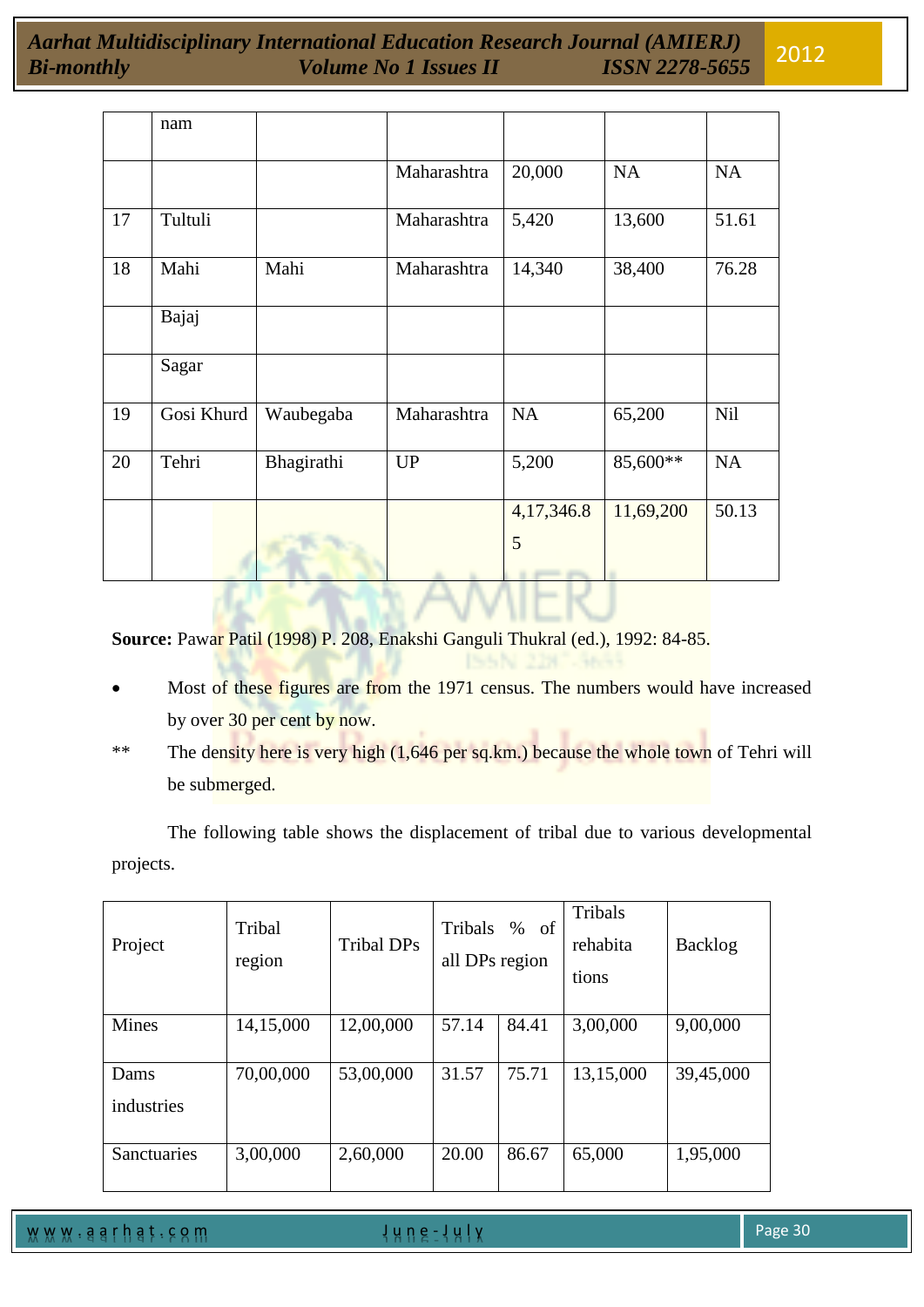| | nam | | | | | |
|---|---|---|---|---|---|---|
| | | | Maharashtra | 20,000 | NA | NA |
| 17 | Tultuli | | Maharashtra | 5,420 | 13,600 | 51.61 |
| 18 | Mahi | Mahi | Maharashtra | 14,340 | 38,400 | 76.28 |
| | Bajaj | | | | | |
| | Sagar | | | | | |
| 19 | Gosi Khurd | Waubegaba | Maharashtra | NA | 65,200 | Nil |
| 20 | Tehri | Bhagirathi | UP | 5,200 | 85,600** | NA |
| | | | | 4,17,346.85 | 11,69,200 | 50.13 |

**Source:** Pawar Patil (1998) P. 208, Enakshi Ganguli Thukral (ed.), 1992: 84-85.

- Most of these figures are from the 1971 census. The numbers would have increased by over 30 per cent by now.

** The density here is very high (1,646 per sq.km.) because the whole town of Tehri will be submerged.

The following table shows the displacement of tribal due to various developmental projects.

| Project | Tribal region | Tribal DPs | Tribals % of all DPs region | | Tribals rehabitations | Backlog |
|---|---|---|---|---|---|---|
| Mines | 14,15,000 | 12,00,000 | 57.14 | 84.41 | 3,00,000 | 9,00,000 |
| Dams industries | 70,00,000 | 53,00,000 | 31.57 | 75.71 | 13,15,000 | 39,45,000 |
| Sanctuaries | 3,00,000 | 2,60,000 | 20.00 | 86.67 | 65,000 | 1,95,000 |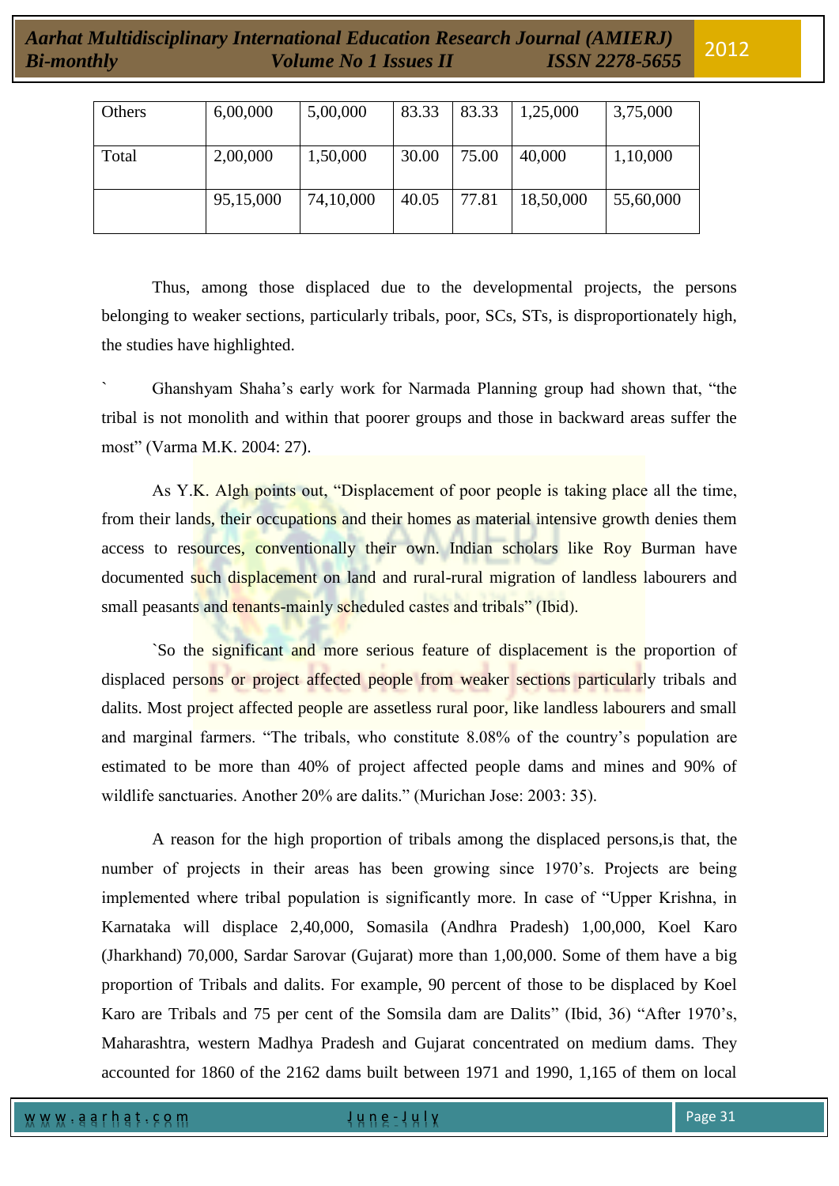| Others | 6,00,000 | 5,00,000 | 83.33 | 83.33 | 1,25,000 | 3,75,000 |
|---|---|---|---|---|---|---|
| Total | 2,00,000 | 1,50,000 | 30.00 | 75.00 | 40,000 | 1,10,000 |
| | 95,15,000 | 74,10,000 | 40.05 | 77.81 | 18,50,000 | 55,60,000 |

Thus, among those displaced due to the developmental projects, the persons belonging to weaker sections, particularly tribals, poor, SCs, STs, is disproportionately high, the studies have highlighted.

` Ghanshyam Shaha's early work for Narmada Planning group had shown that, "the tribal is not monolith and within that poorer groups and those in backward areas suffer the most" (Varma M.K. 2004: 27).

As Y.K. Algh points out, "Displacement of poor people is taking place all the time, from their lands, their occupations and their homes as material intensive growth denies them access to resources, conventionally their own. Indian scholars like Roy Burman have documented such displacement on land and rural-rural migration of landless labourers and small peasants and tenants-mainly scheduled castes and tribals" (Ibid).

`So the significant and more serious feature of displacement is the proportion of displaced persons or project affected people from weaker sections particularly tribals and dalits. Most project affected people are assetless rural poor, like landless labourers and small and marginal farmers. "The tribals, who constitute 8.08% of the country's population are estimated to be more than 40% of project affected people dams and mines and 90% of wildlife sanctuaries. Another 20% are dalits." (Murichan Jose: 2003: 35).

A reason for the high proportion of tribals among the displaced persons,is that, the number of projects in their areas has been growing since 1970's. Projects are being implemented where tribal population is significantly more. In case of "Upper Krishna, in Karnataka will displace 2,40,000, Somasila (Andhra Pradesh) 1,00,000, Koel Karo (Jharkhand) 70,000, Sardar Sarovar (Gujarat) more than 1,00,000. Some of them have a big proportion of Tribals and dalits. For example, 90 percent of those to be displaced by Koel Karo are Tribals and 75 per cent of the Somsila dam are Dalits" (Ibid, 36) "After 1970's, Maharashtra, western Madhya Pradesh and Gujarat concentrated on medium dams. They accounted for 1860 of the 2162 dams built between 1971 and 1990, 1,165 of them on local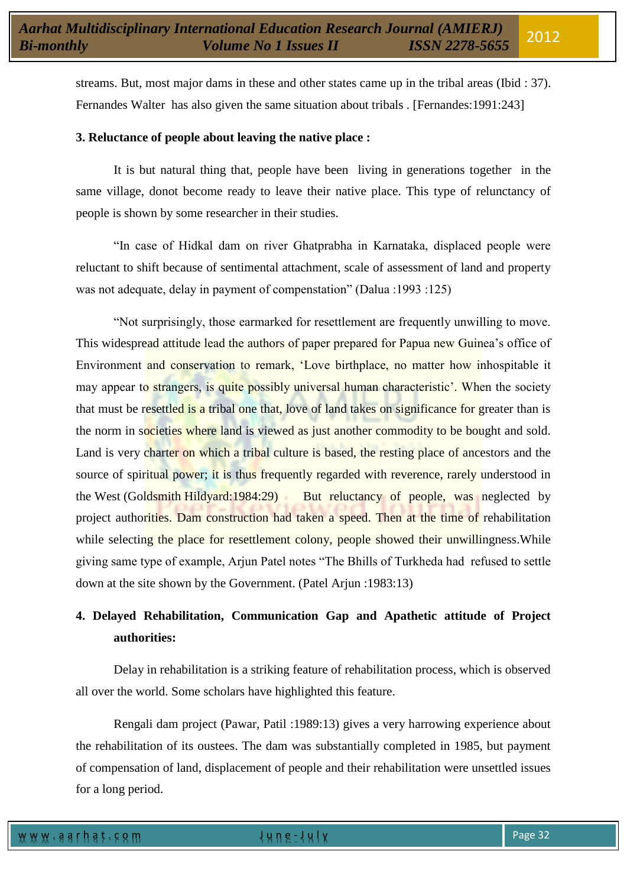streams. But, most major dams in these and other states came up in the tribal areas (Ibid : 37). Fernandes Walter has also given the same situation about tribals . [Fernandes:1991:243]

**3. Reluctance of people about leaving the native place :**

It is but natural thing that, people have been living in generations together in the same village, donot become ready to leave their native place. This type of reluntancy of people is shown by some researcher in their studies.

"In case of Hidkal dam on river Ghatprabha in Karnataka, displaced people were reluctant to shift because of sentimental attachment, scale of assessment of land and property was not adequate, delay in payment of compenstation" (Dalua :1993 :125)

"Not surprisingly, those earmarked for resettlement are frequently unwilling to move. This widespread attitude lead the authors of paper prepared for Papua new Guinea's office of Environment and conservation to remark, 'Love birthplace, no matter how inhospitable it may appear to strangers, is quite possibly universal human characteristic'. When the society that must be resettled is a tribal one that, love of land takes on significance for greater than is the norm in societies where land is viewed as just another commodity to be bought and sold. Land is very charter on which a tribal culture is based, the resting place of ancestors and the source of spiritual power; it is thus frequently regarded with reverence, rarely understood in the West (Goldsmith Hildyard:1984:29) But reluctancy of people, was neglected by project authorities. Dam construction had taken a speed. Then at the time of rehabilitation while selecting the place for resettlement colony, people showed their unwillingness.While giving same type of example, Arjun Patel notes "The Bhills of Turkheda had refused to settle down at the site shown by the Government. (Patel Arjun :1983:13)

**4. Delayed Rehabilitation, Communication Gap and Apathetic attitude of Project authorities:**

Delay in rehabilitation is a striking feature of rehabilitation process, which is observed all over the world. Some scholars have highlighted this feature.

Rengali dam project (Pawar, Patil :1989:13) gives a very harrowing experience about the rehabilitation of its oustees. The dam was substantially completed in 1985, but payment of compensation of land, displacement of people and their rehabilitation were unsettled issues for a long period.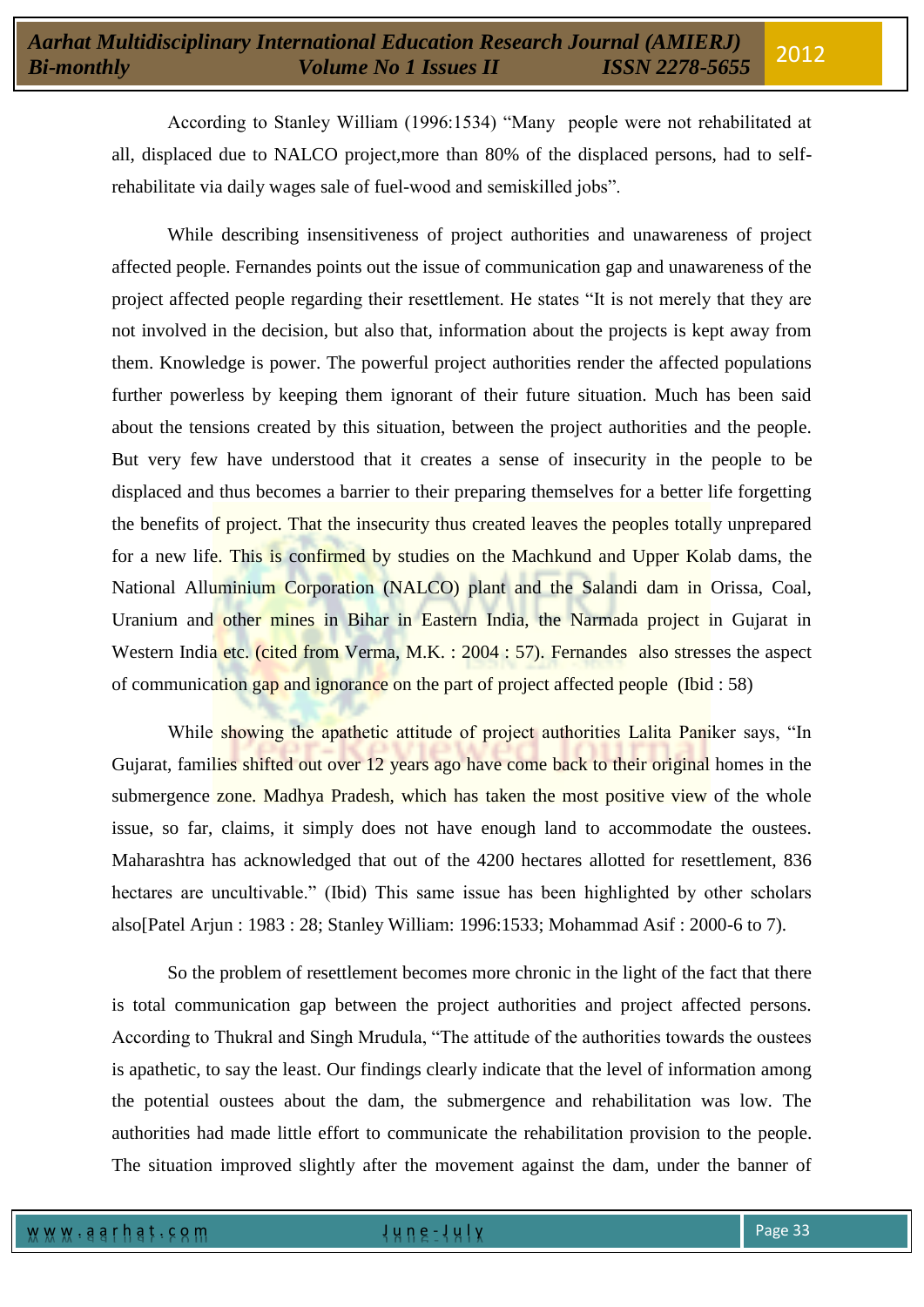According to Stanley William (1996:1534) "Many people were not rehabilitated at all, displaced due to NALCO project,more than 80% of the displaced persons, had to self-rehabilitate via daily wages sale of fuel-wood and semiskilled jobs".

While describing insensitiveness of project authorities and unawareness of project affected people. Fernandes points out the issue of communication gap and unawareness of the project affected people regarding their resettlement. He states "It is not merely that they are not involved in the decision, but also that, information about the projects is kept away from them. Knowledge is power. The powerful project authorities render the affected populations further powerless by keeping them ignorant of their future situation. Much has been said about the tensions created by this situation, between the project authorities and the people. But very few have understood that it creates a sense of insecurity in the people to be displaced and thus becomes a barrier to their preparing themselves for a better life forgetting the benefits of project. That the insecurity thus created leaves the peoples totally unprepared for a new life. This is confirmed by studies on the Machkund and Upper Kolab dams, the National Alluminium Corporation (NALCO) plant and the Salandi dam in Orissa, Coal, Uranium and other mines in Bihar in Eastern India, the Narmada project in Gujarat in Western India etc. (cited from Verma, M.K. : 2004 : 57). Fernandes also stresses the aspect of communication gap and ignorance on the part of project affected people (Ibid : 58)

While showing the apathetic attitude of project authorities Lalita Paniker says, "In Gujarat, families shifted out over 12 years ago have come back to their original homes in the submergence zone. Madhya Pradesh, which has taken the most positive view of the whole issue, so far, claims, it simply does not have enough land to accommodate the oustees. Maharashtra has acknowledged that out of the 4200 hectares allotted for resettlement, 836 hectares are uncultivable." (Ibid) This same issue has been highlighted by other scholars also[Patel Arjun : 1983 : 28; Stanley William: 1996:1533; Mohammad Asif : 2000-6 to 7).

So the problem of resettlement becomes more chronic in the light of the fact that there is total communication gap between the project authorities and project affected persons. According to Thukral and Singh Mrudula, "The attitude of the authorities towards the oustees is apathetic, to say the least. Our findings clearly indicate that the level of information among the potential oustees about the dam, the submergence and rehabilitation was low. The authorities had made little effort to communicate the rehabilitation provision to the people. The situation improved slightly after the movement against the dam, under the banner of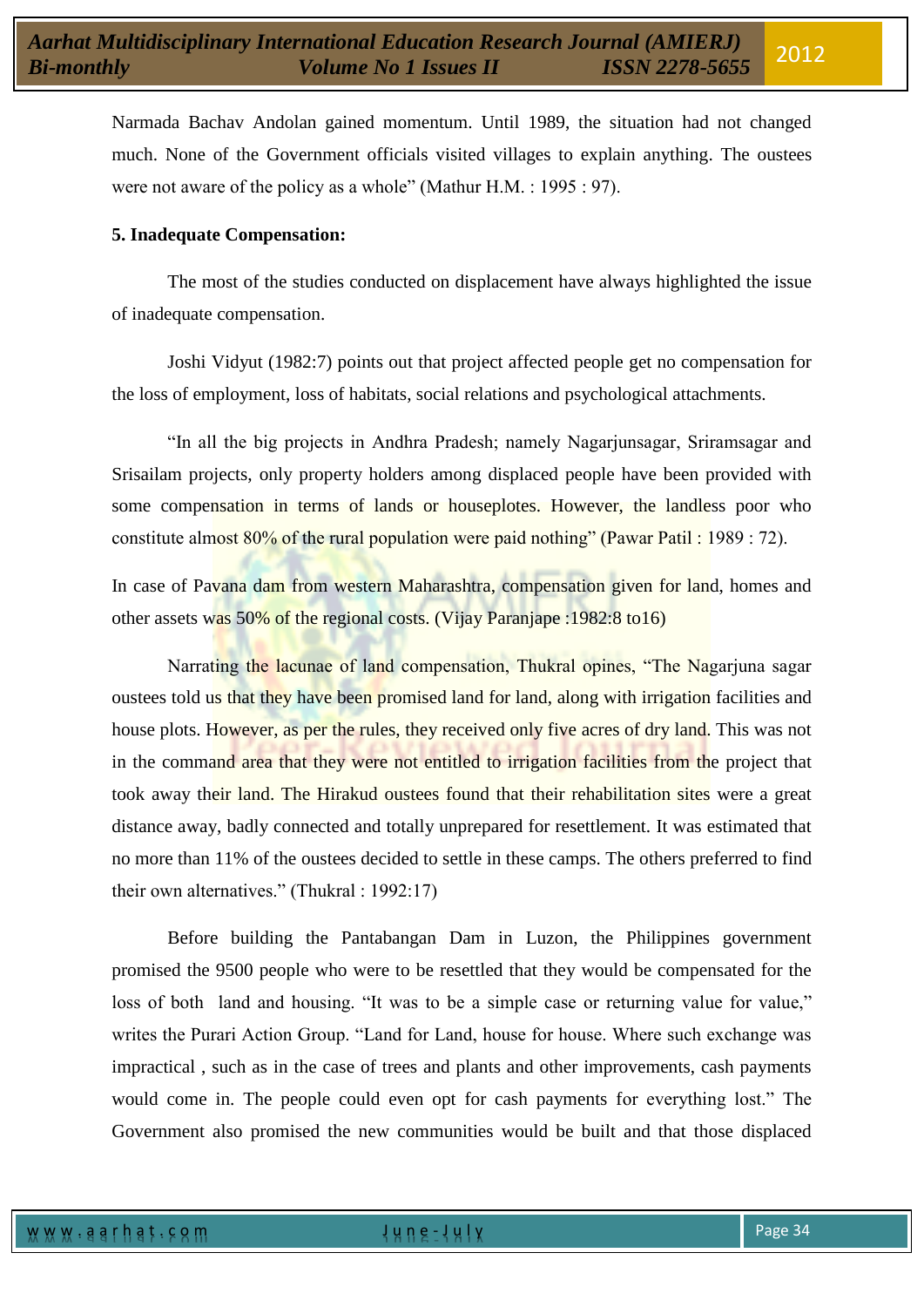Narmada Bachav Andolan gained momentum. Until 1989, the situation had not changed much. None of the Government officials visited villages to explain anything. The oustees were not aware of the policy as a whole" (Mathur H.M. : 1995 : 97).

**5. Inadequate Compensation:**

The most of the studies conducted on displacement have always highlighted the issue of inadequate compensation.

Joshi Vidyut (1982:7) points out that project affected people get no compensation for the loss of employment, loss of habitats, social relations and psychological attachments.

"In all the big projects in Andhra Pradesh; namely Nagarjunsagar, Sriramsagar and Srisailam projects, only property holders among displaced people have been provided with some compensation in terms of lands or houseplotes. However, the landless poor who constitute almost 80% of the rural population were paid nothing" (Pawar Patil : 1989 : 72).

In case of Pavana dam from western Maharashtra, compensation given for land, homes and other assets was 50% of the regional costs. (Vijay Paranjape :1982:8 to16)

Narrating the lacunae of land compensation, Thukral opines, "The Nagarjuna sagar oustees told us that they have been promised land for land, along with irrigation facilities and house plots. However, as per the rules, they received only five acres of dry land. This was not in the command area that they were not entitled to irrigation facilities from the project that took away their land. The Hirakud oustees found that their rehabilitation sites were a great distance away, badly connected and totally unprepared for resettlement. It was estimated that no more than 11% of the oustees decided to settle in these camps. The others preferred to find their own alternatives." (Thukral : 1992:17)

Before building the Pantabangan Dam in Luzon, the Philippines government promised the 9500 people who were to be resettled that they would be compensated for the loss of both land and housing. "It was to be a simple case or returning value for value," writes the Purari Action Group. "Land for Land, house for house. Where such exchange was impractical , such as in the case of trees and plants and other improvements, cash payments would come in. The people could even opt for cash payments for everything lost." The Government also promised the new communities would be built and that those displaced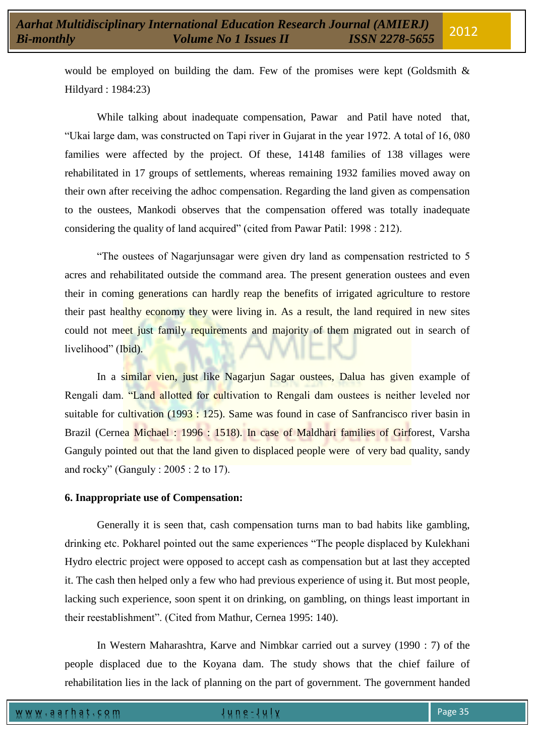would be employed on building the dam. Few of the promises were kept (Goldsmith & Hildyard : 1984:23)

While talking about inadequate compensation, Pawar and Patil have noted that, "Ukai large dam, was constructed on Tapi river in Gujarat in the year 1972. A total of 16, 080 families were affected by the project. Of these, 14148 families of 138 villages were rehabilitated in 17 groups of settlements, whereas remaining 1932 families moved away on their own after receiving the adhoc compensation. Regarding the land given as compensation to the oustees, Mankodi observes that the compensation offered was totally inadequate considering the quality of land acquired" (cited from Pawar Patil: 1998 : 212).

"The oustees of Nagarjunsagar were given dry land as compensation restricted to 5 acres and rehabilitated outside the command area. The present generation oustees and even their in coming generations can hardly reap the benefits of irrigated agriculture to restore their past healthy economy they were living in. As a result, the land required in new sites could not meet just family requirements and majority of them migrated out in search of livelihood" (Ibid).

In a similar vien, just like Nagarjun Sagar oustees, Dalua has given example of Rengali dam. "Land allotted for cultivation to Rengali dam oustees is neither leveled nor suitable for cultivation (1993 : 125). Same was found in case of Sanfrancisco river basin in Brazil (Cernea Michael : 1996 : 1518). In case of Maldhari families of Girforest, Varsha Ganguly pointed out that the land given to displaced people were of very bad quality, sandy and rocky" (Ganguly : 2005 : 2 to 17).

**6. Inappropriate use of Compensation:**

Generally it is seen that, cash compensation turns man to bad habits like gambling, drinking etc. Pokharel pointed out the same experiences "The people displaced by Kulekhani Hydro electric project were opposed to accept cash as compensation but at last they accepted it. The cash then helped only a few who had previous experience of using it. But most people, lacking such experience, soon spent it on drinking, on gambling, on things least important in their reestablishment". (Cited from Mathur, Cernea 1995: 140).

In Western Maharashtra, Karve and Nimbkar carried out a survey (1990 : 7) of the people displaced due to the Koyana dam. The study shows that the chief failure of rehabilitation lies in the lack of planning on the part of government. The government handed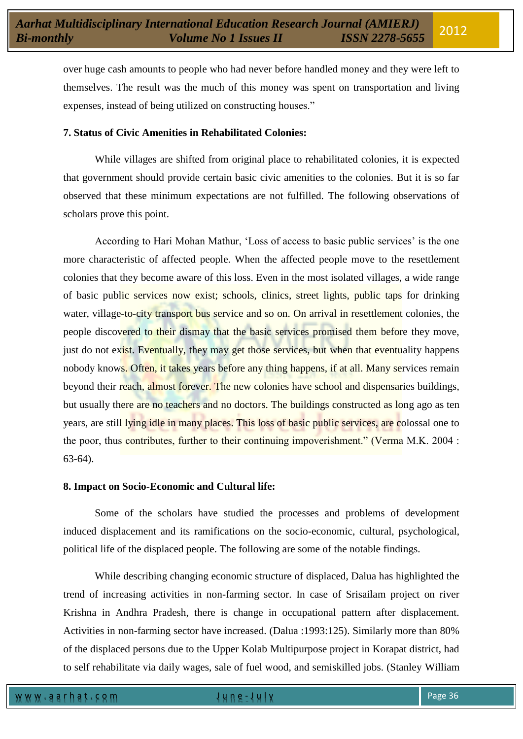over huge cash amounts to people who had never before handled money and they were left to themselves. The result was the much of this money was spent on transportation and living expenses, instead of being utilized on constructing houses."

**7. Status of Civic Amenities in Rehabilitated Colonies:**

While villages are shifted from original place to rehabilitated colonies, it is expected that government should provide certain basic civic amenities to the colonies. But it is so far observed that these minimum expectations are not fulfilled. The following observations of scholars prove this point.

According to Hari Mohan Mathur, 'Loss of access to basic public services' is the one more characteristic of affected people. When the affected people move to the resettlement colonies that they become aware of this loss. Even in the most isolated villages, a wide range of basic public services now exist; schools, clinics, street lights, public taps for drinking water, village-to-city transport bus service and so on. On arrival in resettlement colonies, the people discovered to their dismay that the basic services promised them before they move, just do not exist. Eventually, they may get those services, but when that eventuality happens nobody knows. Often, it takes years before any thing happens, if at all. Many services remain beyond their reach, almost forever. The new colonies have school and dispensaries buildings, but usually there are no teachers and no doctors. The buildings constructed as long ago as ten years, are still lying idle in many places. This loss of basic public services, are colossal one to the poor, thus contributes, further to their continuing impoverishment." (Verma M.K. 2004 : 63-64).

**8. Impact on Socio-Economic and Cultural life:**

Some of the scholars have studied the processes and problems of development induced displacement and its ramifications on the socio-economic, cultural, psychological, political life of the displaced people. The following are some of the notable findings.

While describing changing economic structure of displaced, Dalua has highlighted the trend of increasing activities in non-farming sector. In case of Srisailam project on river Krishna in Andhra Pradesh, there is change in occupational pattern after displacement. Activities in non-farming sector have increased. (Dalua :1993:125). Similarly more than 80% of the displaced persons due to the Upper Kolab Multipurpose project in Korapat district, had to self rehabilitate via daily wages, sale of fuel wood, and semiskilled jobs. (Stanley William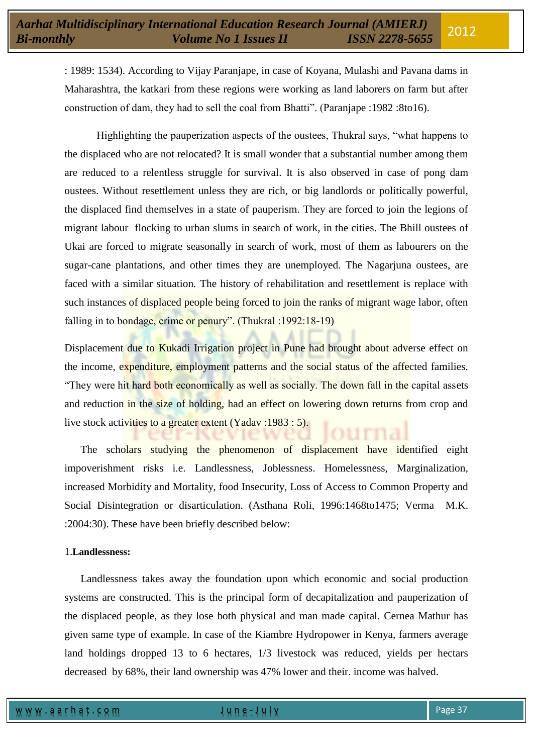: 1989: 1534). According to Vijay Paranjape, in case of Koyana, Mulashi and Pavana dams in Maharashtra, the katkari from these regions were working as land laborers on farm but after construction of dam, they had to sell the coal from Bhatti". (Paranjape :1982 :8to16).

Highlighting the pauperization aspects of the oustees, Thukral says, "what happens to the displaced who are not relocated? It is small wonder that a substantial number among them are reduced to a relentless struggle for survival. It is also observed in case of pong dam oustees. Without resettlement unless they are rich, or big landlords or politically powerful, the displaced find themselves in a state of pauperism. They are forced to join the legions of migrant labour flocking to urban slums in search of work, in the cities. The Bhill oustees of Ukai are forced to migrate seasonally in search of work, most of them as labourers on the sugar-cane plantations, and other times they are unemployed. The Nagarjuna oustees, are faced with a similar situation. The history of rehabilitation and resettlement is replace with such instances of displaced people being forced to join the ranks of migrant wage labor, often falling in to bondage, crime or penury". (Thukral :1992:18-19)

Displacement due to Kukadi Irrigation project in Pune had brought about adverse effect on the income, expenditure, employment patterns and the social status of the affected families. "They were hit hard both economically as well as socially. The down fall in the capital assets and reduction in the size of holding, had an effect on lowering down returns from crop and live stock activities to a greater extent (Yadav :1983 : 5).

The scholars studying the phenomenon of displacement have identified eight impoverishment risks i.e. Landlessness, Joblessness. Homelessness, Marginalization, increased Morbidity and Mortality, food Insecurity, Loss of Access to Common Property and Social Disintegration or disarticulation. (Asthana Roli, 1996:1468to1475; Verma M.K. :2004:30). These have been briefly described below:

1.**Landlessness:**

Landlessness takes away the foundation upon which economic and social production systems are constructed. This is the principal form of decapitalization and pauperization of the displaced people, as they lose both physical and man made capital. Cernea Mathur has given same type of example. In case of the Kiambre Hydropower in Kenya, farmers average land holdings dropped 13 to 6 hectares, 1/3 livestock was reduced, yields per hectars decreased by 68%, their land ownership was 47% lower and their. income was halved.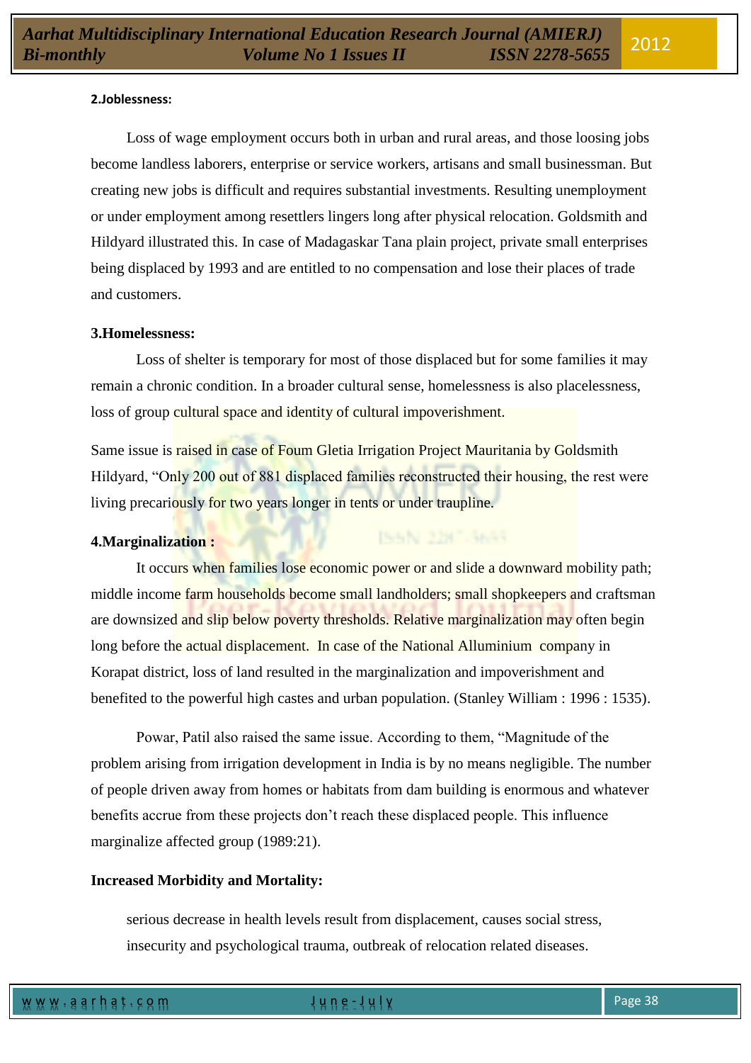**2.Joblessness:**

Loss of wage employment occurs both in urban and rural areas, and those loosing jobs become landless laborers, enterprise or service workers, artisans and small businessman. But creating new jobs is difficult and requires substantial investments. Resulting unemployment or under employment among resettlers lingers long after physical relocation. Goldsmith and Hildyard illustrated this. In case of Madagaskar Tana plain project, private small enterprises being displaced by 1993 and are entitled to no compensation and lose their places of trade and customers.

**3.Homelessness:**

Loss of shelter is temporary for most of those displaced but for some families it may remain a chronic condition. In a broader cultural sense, homelessness is also placelessness, loss of group cultural space and identity of cultural impoverishment.

Same issue is raised in case of Foum Gletia Irrigation Project Mauritania by Goldsmith Hildyard, "Only 200 out of 881 displaced families reconstructed their housing, the rest were living precariously for two years longer in tents or under traupline.

**4.Marginalization :**

It occurs when families lose economic power or and slide a downward mobility path; middle income farm households become small landholders; small shopkeepers and craftsman are downsized and slip below poverty thresholds. Relative marginalization may often begin long before the actual displacement. In case of the National Alluminium company in Korapat district, loss of land resulted in the marginalization and impoverishment and benefited to the powerful high castes and urban population. (Stanley William : 1996 : 1535).

Powar, Patil also raised the same issue. According to them, "Magnitude of the problem arising from irrigation development in India is by no means negligible. The number of people driven away from homes or habitats from dam building is enormous and whatever benefits accrue from these projects don't reach these displaced people. This influence marginalize affected group (1989:21).

**Increased Morbidity and Mortality:**

serious decrease in health levels result from displacement, causes social stress, insecurity and psychological trauma, outbreak of relocation related diseases.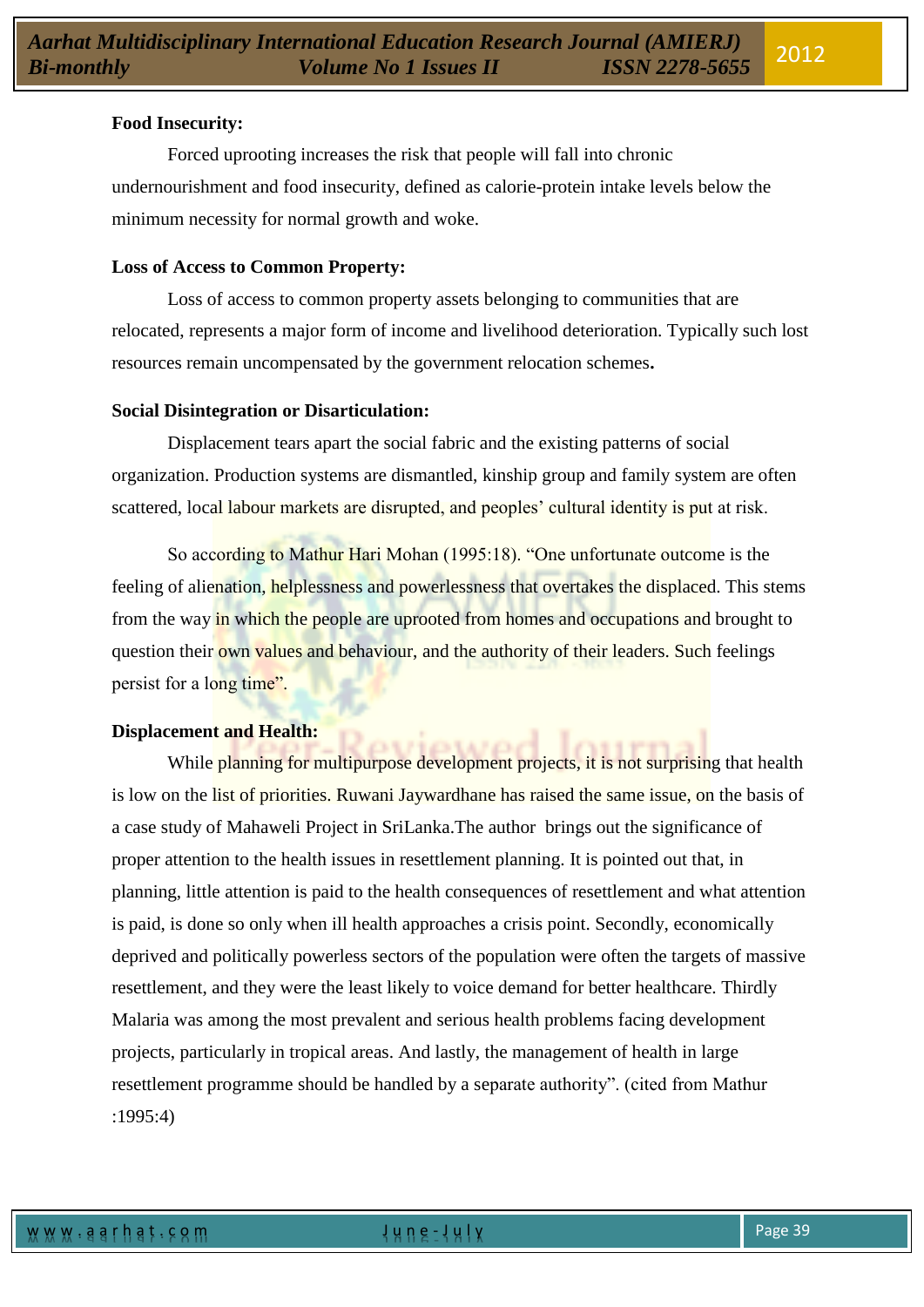**Food Insecurity:**

Forced uprooting increases the risk that people will fall into chronic undernourishment and food insecurity, defined as calorie-protein intake levels below the minimum necessity for normal growth and woke.

**Loss of Access to Common Property:**

Loss of access to common property assets belonging to communities that are relocated, represents a major form of income and livelihood deterioration. Typically such lost resources remain uncompensated by the government relocation schemes**.**

**Social Disintegration or Disarticulation:**

Displacement tears apart the social fabric and the existing patterns of social organization. Production systems are dismantled, kinship group and family system are often scattered, local labour markets are disrupted, and peoples' cultural identity is put at risk.

So according to Mathur Hari Mohan (1995:18). "One unfortunate outcome is the feeling of alienation, helplessness and powerlessness that overtakes the displaced. This stems from the way in which the people are uprooted from homes and occupations and brought to question their own values and behaviour, and the authority of their leaders. Such feelings persist for a long time".

**Displacement and Health:**

While planning for multipurpose development projects, it is not surprising that health is low on the list of priorities. Ruwani Jaywardhane has raised the same issue, on the basis of a case study of Mahaweli Project in SriLanka.The author brings out the significance of proper attention to the health issues in resettlement planning. It is pointed out that, in planning, little attention is paid to the health consequences of resettlement and what attention is paid, is done so only when ill health approaches a crisis point. Secondly, economically deprived and politically powerless sectors of the population were often the targets of massive resettlement, and they were the least likely to voice demand for better healthcare. Thirdly Malaria was among the most prevalent and serious health problems facing development projects, particularly in tropical areas. And lastly, the management of health in large resettlement programme should be handled by a separate authority". (cited from Mathur :1995:4)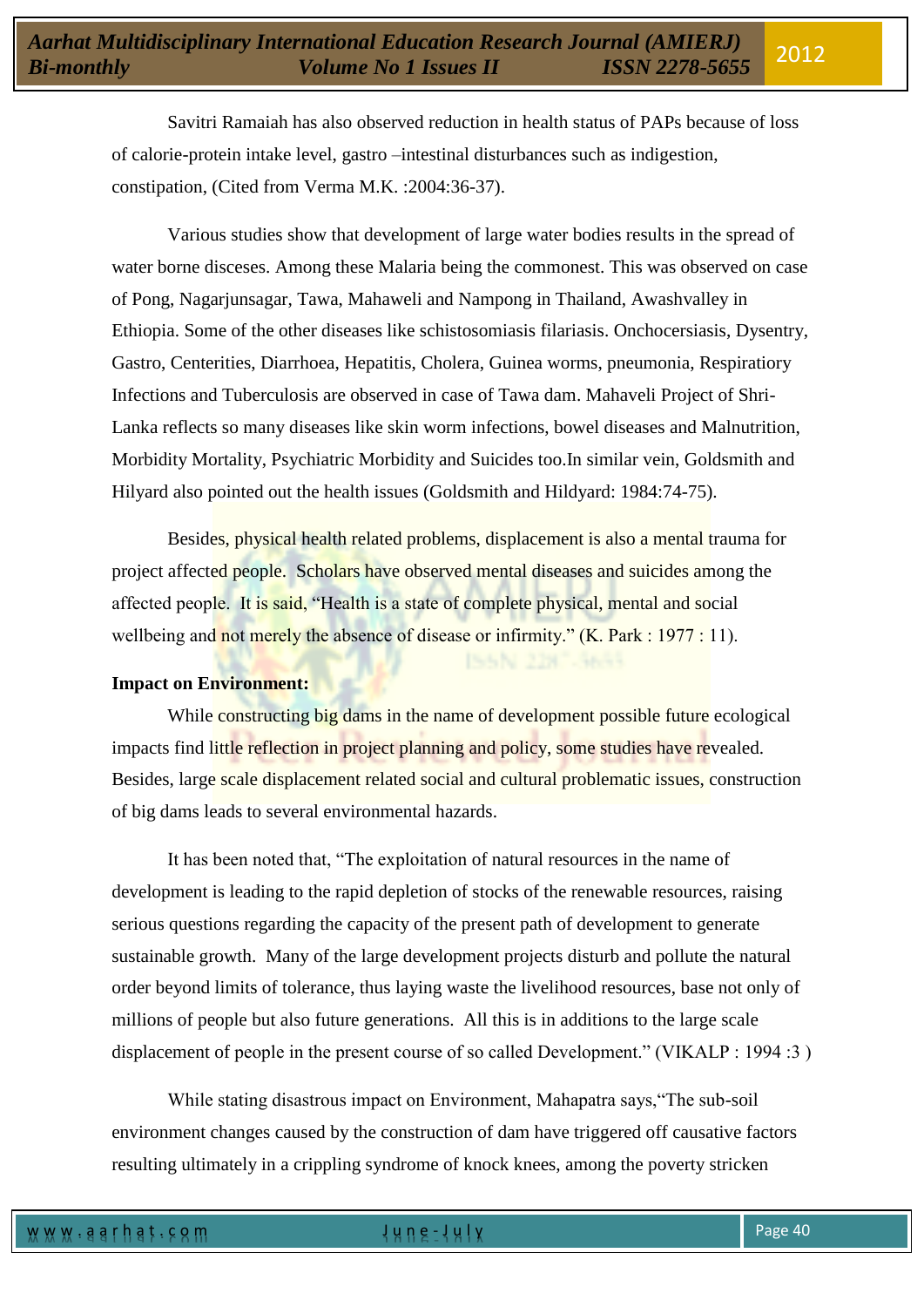Savitri Ramaiah has also observed reduction in health status of PAPs because of loss of calorie-protein intake level, gastro –intestinal disturbances such as indigestion, constipation, (Cited from Verma M.K. :2004:36-37).

Various studies show that development of large water bodies results in the spread of water borne disceses. Among these Malaria being the commonest. This was observed on case of Pong, Nagarjunsagar, Tawa, Mahaweli and Nampong in Thailand, Awashvalley in Ethiopia. Some of the other diseases like schistosomiasis filariasis. Onchocersiasis, Dysentry, Gastro, Centerities, Diarrhoea, Hepatitis, Cholera, Guinea worms, pneumonia, Respiratiory Infections and Tuberculosis are observed in case of Tawa dam. Mahaveli Project of Shri-Lanka reflects so many diseases like skin worm infections, bowel diseases and Malnutrition, Morbidity Mortality, Psychiatric Morbidity and Suicides too.In similar vein, Goldsmith and Hilyard also pointed out the health issues (Goldsmith and Hildyard: 1984:74-75).

Besides, physical health related problems, displacement is also a mental trauma for project affected people. Scholars have observed mental diseases and suicides among the affected people. It is said, "Health is a state of complete physical, mental and social wellbeing and not merely the absence of disease or infirmity." (K. Park : 1977 : 11).

**Impact on Environment:**

While constructing big dams in the name of development possible future ecological impacts find little reflection in project planning and policy, some studies have revealed. Besides, large scale displacement related social and cultural problematic issues, construction of big dams leads to several environmental hazards.

It has been noted that, "The exploitation of natural resources in the name of development is leading to the rapid depletion of stocks of the renewable resources, raising serious questions regarding the capacity of the present path of development to generate sustainable growth. Many of the large development projects disturb and pollute the natural order beyond limits of tolerance, thus laying waste the livelihood resources, base not only of millions of people but also future generations. All this is in additions to the large scale displacement of people in the present course of so called Development." (VIKALP : 1994 :3 )

While stating disastrous impact on Environment, Mahapatra says,"The sub-soil environment changes caused by the construction of dam have triggered off causative factors resulting ultimately in a crippling syndrome of knock knees, among the poverty stricken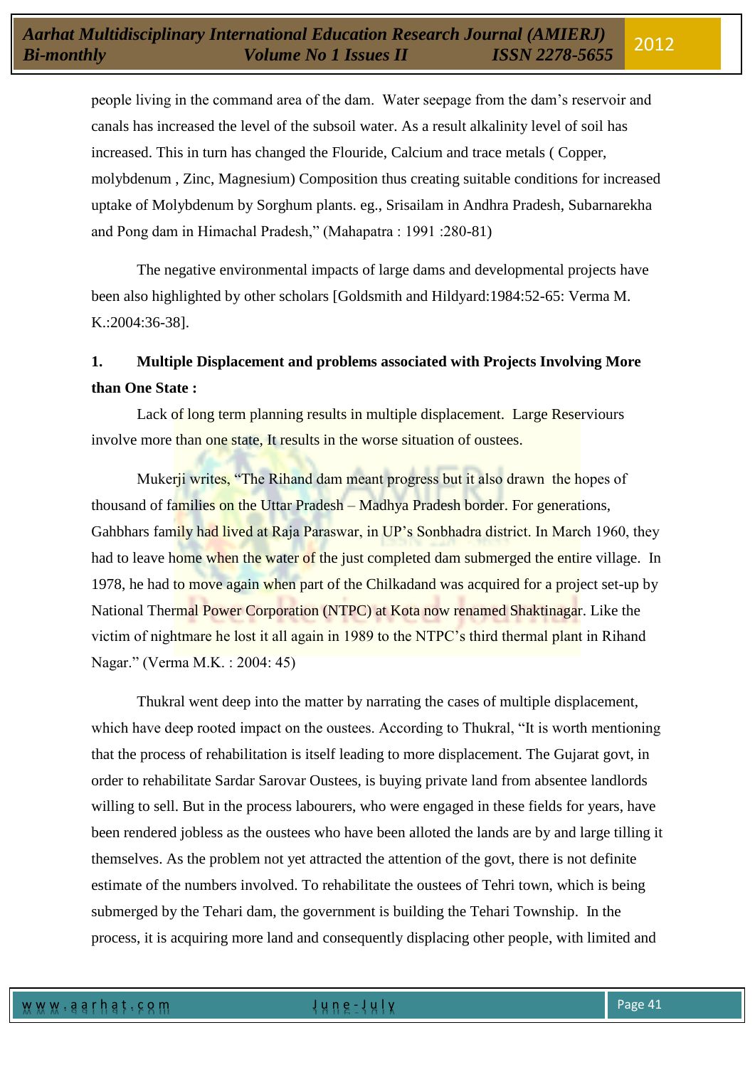people living in the command area of the dam. Water seepage from the dam's reservoir and canals has increased the level of the subsoil water. As a result alkalinity level of soil has increased. This in turn has changed the Flouride, Calcium and trace metals ( Copper, molybdenum , Zinc, Magnesium) Composition thus creating suitable conditions for increased uptake of Molybdenum by Sorghum plants. eg., Srisailam in Andhra Pradesh, Subarnarekha and Pong dam in Himachal Pradesh," (Mahapatra : 1991 :280-81)

The negative environmental impacts of large dams and developmental projects have been also highlighted by other scholars [Goldsmith and Hildyard:1984:52-65: Verma M. K.:2004:36-38].

**1. Multiple Displacement and problems associated with Projects Involving More than One State :**

Lack of long term planning results in multiple displacement. Large Reserviours involve more than one state, It results in the worse situation of oustees.

Mukerji writes, "The Rihand dam meant progress but it also drawn the hopes of thousand of families on the Uttar Pradesh – Madhya Pradesh border. For generations, Gahbhars family had lived at Raja Paraswar, in UP's Sonbhadra district. In March 1960, they had to leave home when the water of the just completed dam submerged the entire village. In 1978, he had to move again when part of the Chilkadand was acquired for a project set-up by National Thermal Power Corporation (NTPC) at Kota now renamed Shaktinagar. Like the victim of nightmare he lost it all again in 1989 to the NTPC's third thermal plant in Rihand Nagar." (Verma M.K. : 2004: 45)

Thukral went deep into the matter by narrating the cases of multiple displacement, which have deep rooted impact on the oustees. According to Thukral, "It is worth mentioning that the process of rehabilitation is itself leading to more displacement. The Gujarat govt, in order to rehabilitate Sardar Sarovar Oustees, is buying private land from absentee landlords willing to sell. But in the process labourers, who were engaged in these fields for years, have been rendered jobless as the oustees who have been alloted the lands are by and large tilling it themselves. As the problem not yet attracted the attention of the govt, there is not definite estimate of the numbers involved. To rehabilitate the oustees of Tehri town, which is being submerged by the Tehari dam, the government is building the Tehari Township. In the process, it is acquiring more land and consequently displacing other people, with limited and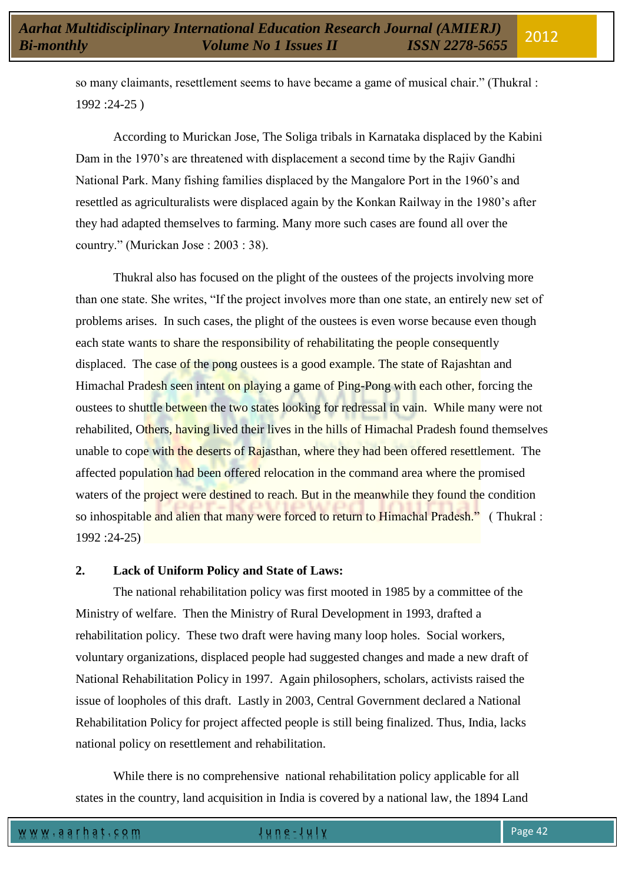so many claimants, resettlement seems to have became a game of musical chair." (Thukral : 1992 :24-25 )

According to Murickan Jose, The Soliga tribals in Karnataka displaced by the Kabini Dam in the 1970's are threatened with displacement a second time by the Rajiv Gandhi National Park. Many fishing families displaced by the Mangalore Port in the 1960's and resettled as agriculturalists were displaced again by the Konkan Railway in the 1980's after they had adapted themselves to farming. Many more such cases are found all over the country." (Murickan Jose : 2003 : 38).

Thukral also has focused on the plight of the oustees of the projects involving more than one state. She writes, "If the project involves more than one state, an entirely new set of problems arises. In such cases, the plight of the oustees is even worse because even though each state wants to share the responsibility of rehabilitating the people consequently displaced. The case of the pong oustees is a good example. The state of Rajashtan and Himachal Pradesh seen intent on playing a game of Ping-Pong with each other, forcing the oustees to shuttle between the two states looking for redressal in vain. While many were not rehabilited, Others, having lived their lives in the hills of Himachal Pradesh found themselves unable to cope with the deserts of Rajasthan, where they had been offered resettlement. The affected population had been offered relocation in the command area where the promised waters of the project were destined to reach. But in the meanwhile they found the condition so inhospitable and alien that many were forced to return to Himachal Pradesh." ( Thukral : 1992 :24-25)

**2. Lack of Uniform Policy and State of Laws:**

The national rehabilitation policy was first mooted in 1985 by a committee of the Ministry of welfare. Then the Ministry of Rural Development in 1993, drafted a rehabilitation policy. These two draft were having many loop holes. Social workers, voluntary organizations, displaced people had suggested changes and made a new draft of National Rehabilitation Policy in 1997. Again philosophers, scholars, activists raised the issue of loopholes of this draft. Lastly in 2003, Central Government declared a National Rehabilitation Policy for project affected people is still being finalized. Thus, India, lacks national policy on resettlement and rehabilitation.

While there is no comprehensive national rehabilitation policy applicable for all states in the country, land acquisition in India is covered by a national law, the 1894 Land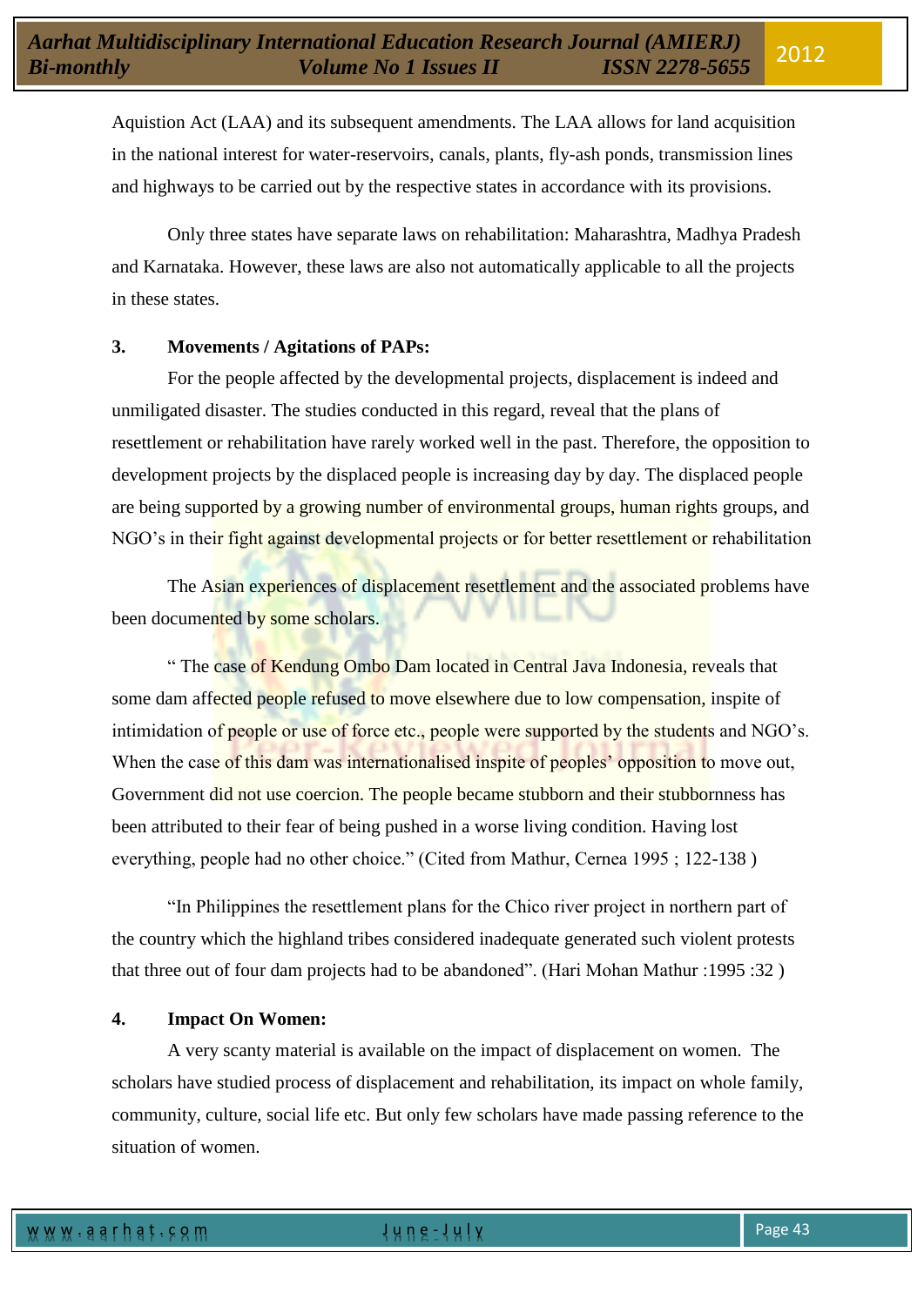Aquistion Act (LAA) and its subsequent amendments. The LAA allows for land acquisition in the national interest for water-reservoirs, canals, plants, fly-ash ponds, transmission lines and highways to be carried out by the respective states in accordance with its provisions.

Only three states have separate laws on rehabilitation: Maharashtra, Madhya Pradesh and Karnataka. However, these laws are also not automatically applicable to all the projects in these states.

### 3. Movements / Agitations of PAPs:

For the people affected by the developmental projects, displacement is indeed and unmiligated disaster. The studies conducted in this regard, reveal that the plans of resettlement or rehabilitation have rarely worked well in the past. Therefore, the opposition to development projects by the displaced people is increasing day by day. The displaced people are being supported by a growing number of environmental groups, human rights groups, and NGO's in their fight against developmental projects or for better resettlement or rehabilitation

The Asian experiences of displacement resettlement and the associated problems have been documented by some scholars.

" The case of Kendung Ombo Dam located in Central Java Indonesia, reveals that some dam affected people refused to move elsewhere due to low compensation, inspite of intimidation of people or use of force etc., people were supported by the students and NGO's. When the case of this dam was internationalised inspite of peoples' opposition to move out, Government did not use coercion. The people became stubborn and their stubbornness has been attributed to their fear of being pushed in a worse living condition. Having lost everything, people had no other choice." (Cited from Mathur, Cernea 1995 ; 122-138 )

"In Philippines the resettlement plans for the Chico river project in northern part of the country which the highland tribes considered inadequate generated such violent protests that three out of four dam projects had to be abandoned". (Hari Mohan Mathur :1995 :32 )

### 4. Impact On Women:

A very scanty material is available on the impact of displacement on women. The scholars have studied process of displacement and rehabilitation, its impact on whole family, community, culture, social life etc. But only few scholars have made passing reference to the situation of women.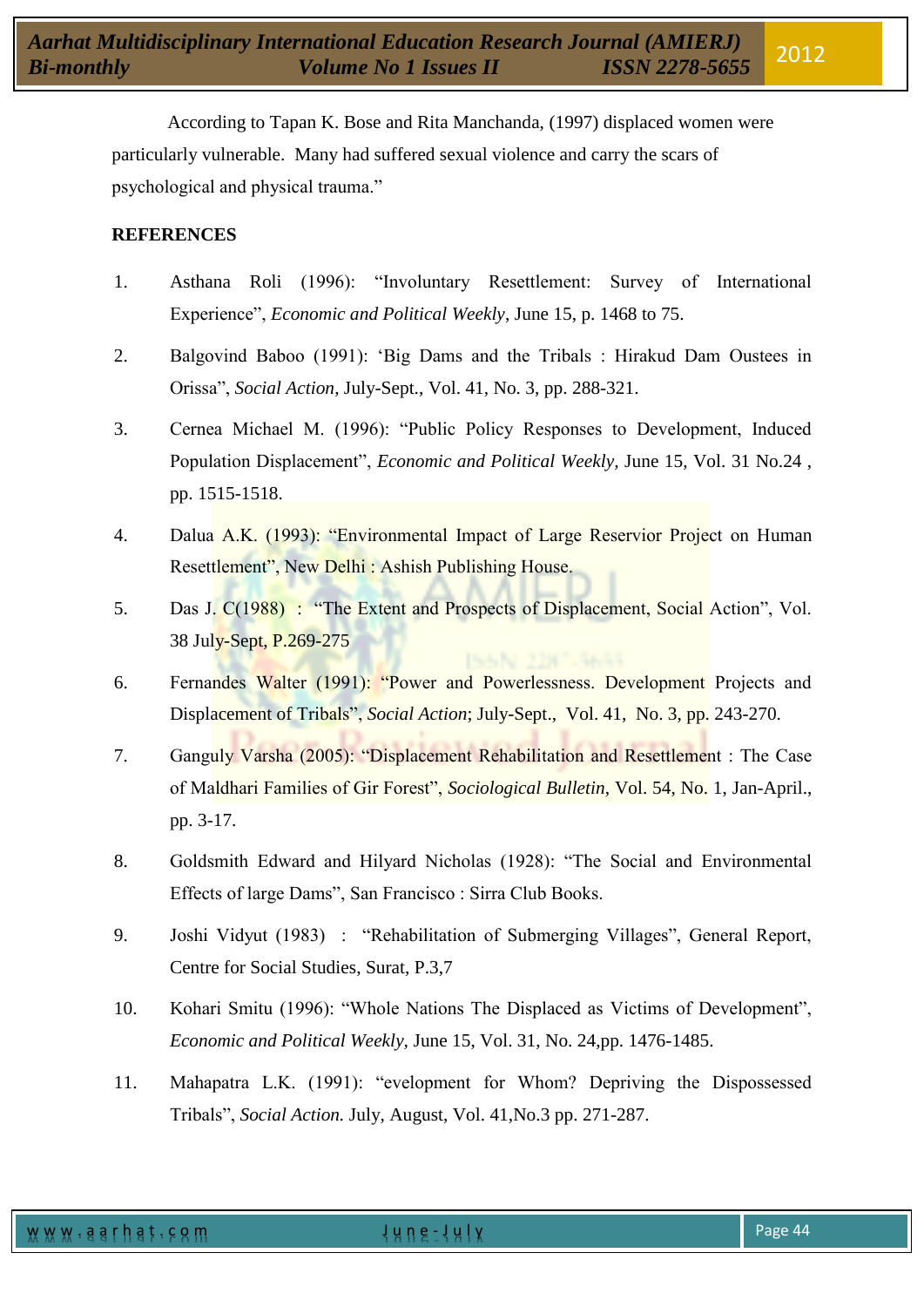According to Tapan K. Bose and Rita Manchanda, (1997) displaced women were particularly vulnerable. Many had suffered sexual violence and carry the scars of psychological and physical trauma."

**REFERENCES**

1. Asthana Roli (1996): "Involuntary Resettlement: Survey of International Experience", *Economic and Political Weekly*, June 15, p. 1468 to 75.
2. Balgovind Baboo (1991): 'Big Dams and the Tribals : Hirakud Dam Oustees in Orissa", *Social Action*, July-Sept., Vol. 41, No. 3, pp. 288-321.
3. Cernea Michael M. (1996): "Public Policy Responses to Development, Induced Population Displacement", *Economic and Political Weekly,* June 15, Vol. 31 No.24 , pp. 1515-1518.
4. Dalua A.K. (1993): "Environmental Impact of Large Reservior Project on Human Resettlement", New Delhi : Ashish Publishing House.
5. Das J. C(1988) : "The Extent and Prospects of Displacement, Social Action", Vol. 38 July-Sept, P.269-275
6. Fernandes Walter (1991): "Power and Powerlessness. Development Projects and Displacement of Tribals", *Social Action*; July-Sept., Vol. 41, No. 3, pp. 243-270.
7. Ganguly Varsha (2005): "Displacement Rehabilitation and Resettlement : The Case of Maldhari Families of Gir Forest", *Sociological Bulletin*, Vol. 54, No. 1, Jan-April., pp. 3-17.
8. Goldsmith Edward and Hilyard Nicholas (1928): "The Social and Environmental Effects of large Dams", San Francisco : Sirra Club Books.
9. Joshi Vidyut (1983) : "Rehabilitation of Submerging Villages", General Report, Centre for Social Studies, Surat, P.3,7
10. Kohari Smitu (1996): "Whole Nations The Displaced as Victims of Development", *Economic and Political Weekly*, June 15, Vol. 31, No. 24,pp. 1476-1485.
11. Mahapatra L.K. (1991): "evelopment for Whom? Depriving the Dispossessed Tribals", *Social Action.* July, August, Vol. 41,No.3 pp. 271-287.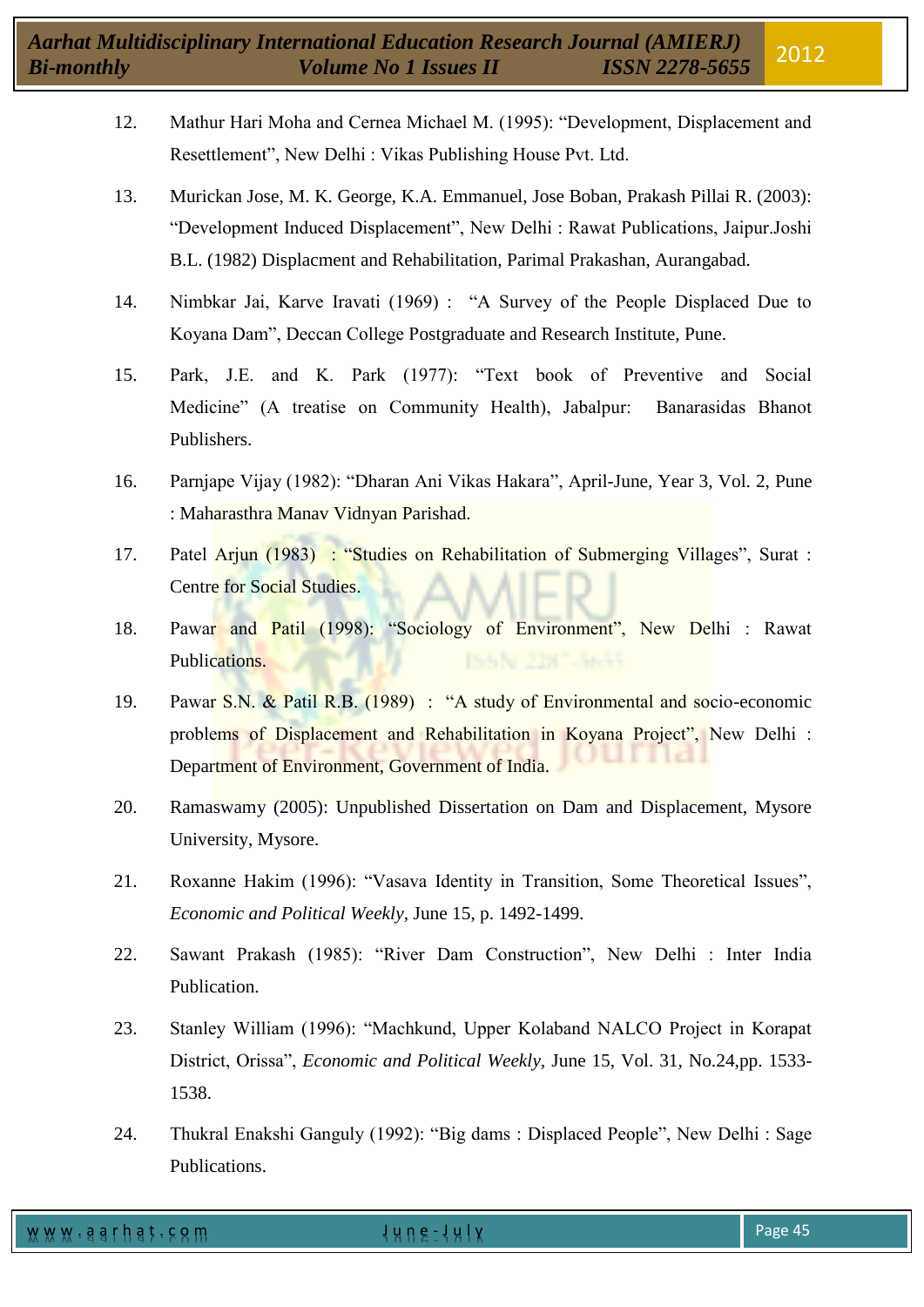12. Mathur Hari Moha and Cernea Michael M. (1995): “Development, Displacement and Resettlement”, New Delhi : Vikas Publishing House Pvt. Ltd.

13. Murickan Jose, M. K. George, K.A. Emmanuel, Jose Boban, Prakash Pillai R. (2003): “Development Induced Displacement”, New Delhi : Rawat Publications, Jaipur.Joshi B.L. (1982) Displacment and Rehabilitation, Parimal Prakashan, Aurangabad.

14. Nimbkar Jai, Karve Iravati (1969) : “A Survey of the People Displaced Due to Koyana Dam”, Deccan College Postgraduate and Research Institute, Pune.

15. Park, J.E. and K. Park (1977): “Text book of Preventive and Social Medicine” (A treatise on Community Health), Jabalpur: Banarasidas Bhanot Publishers.

16. Parnjape Vijay (1982): “Dharan Ani Vikas Hakara”, April-June, Year 3, Vol. 2, Pune : Maharasthra Manav Vidnyan Parishad.

17. Patel Arjun (1983) : “Studies on Rehabilitation of Submerging Villages”, Surat : Centre for Social Studies.

18. Pawar and Patil (1998): “Sociology of Environment”, New Delhi : Rawat Publications.

19. Pawar S.N. & Patil R.B. (1989) : “A study of Environmental and socio-economic problems of Displacement and Rehabilitation in Koyana Project”, New Delhi : Department of Environment, Government of India.

20. Ramaswamy (2005): Unpublished Dissertation on Dam and Displacement, Mysore University, Mysore.

21. Roxanne Hakim (1996): “Vasava Identity in Transition, Some Theoretical Issues”, *Economic and Political Weekly*, June 15, p. 1492-1499.

22. Sawant Prakash (1985): “River Dam Construction”, New Delhi : Inter India Publication.

23. Stanley William (1996): “Machkund, Upper Kolaband NALCO Project in Korapat District, Orissa”, *Economic and Political Weekly,* June 15, Vol. 31, No.24,pp. 1533-1538.

24. Thukral Enakshi Ganguly (1992): “Big dams : Displaced People”, New Delhi : Sage Publications.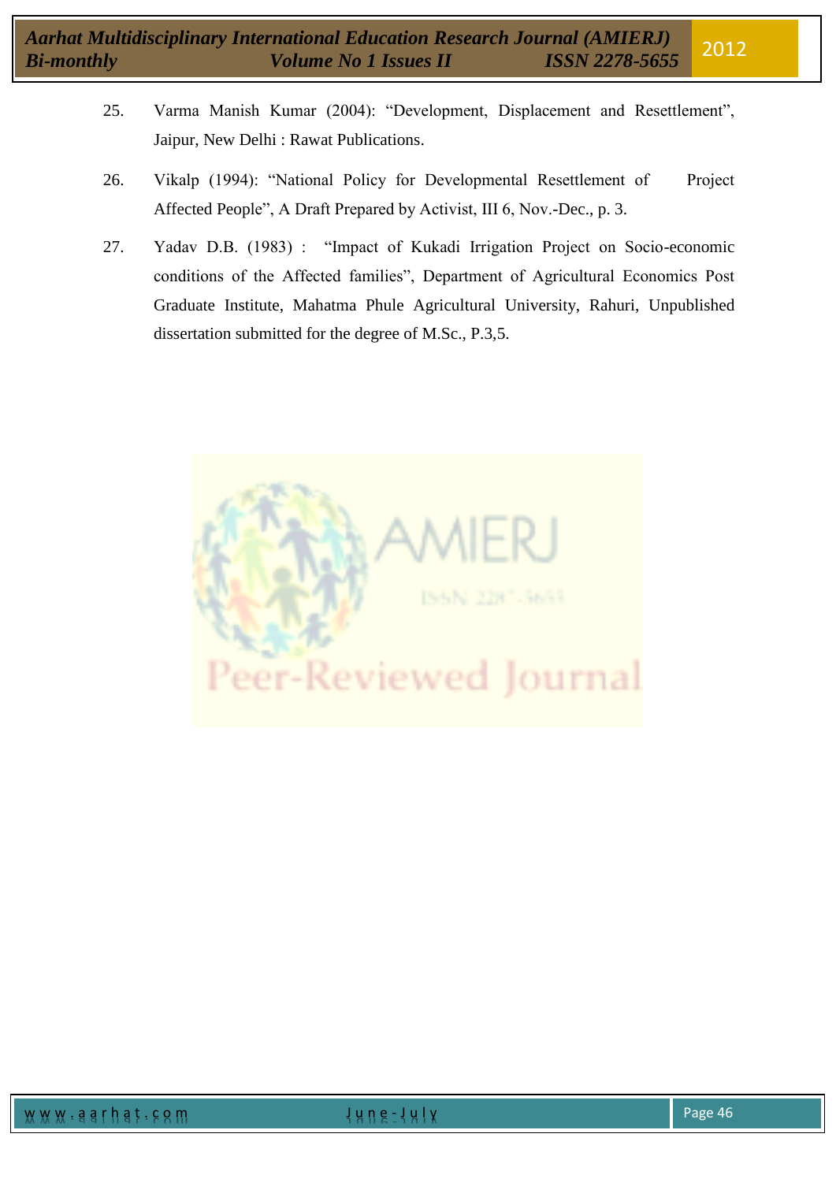25. Varma Manish Kumar (2004): "Development, Displacement and Resettlement", Jaipur, New Delhi : Rawat Publications.

26. Vikalp (1994): "National Policy for Developmental Resettlement of Project Affected People", A Draft Prepared by Activist, III 6, Nov.-Dec., p. 3.

27. Yadav D.B. (1983) : "Impact of Kukadi Irrigation Project on Socio-economic conditions of the Affected families", Department of Agricultural Economics Post Graduate Institute, Mahatma Phule Agricultural University, Rahuri, Unpublished dissertation submitted for the degree of M.Sc., P.3,5.